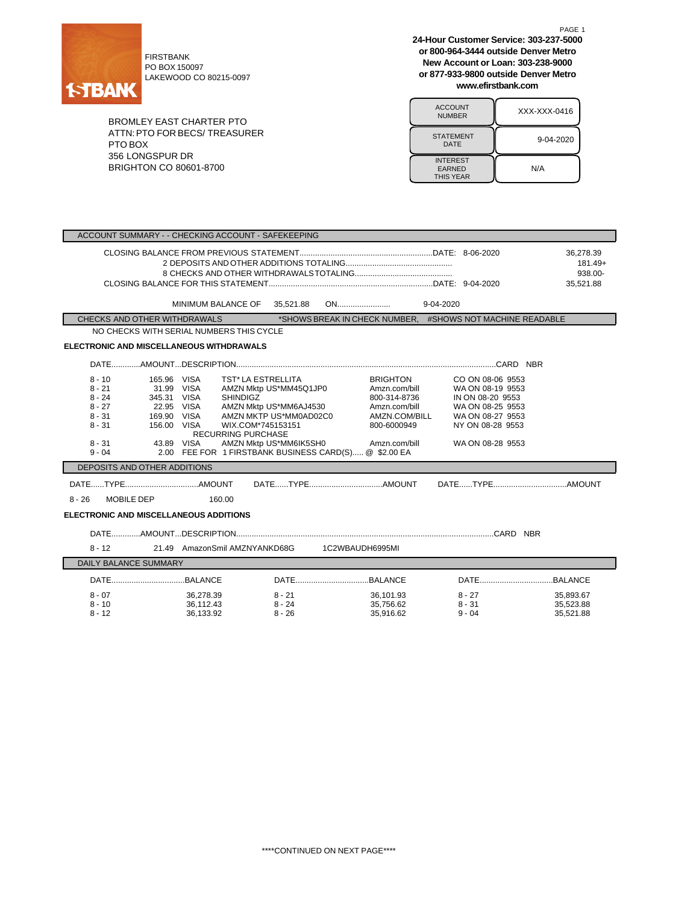1STBANK

FIRSTBANK
PO BOX 150097
LAKEWOOD CO 80215-0097

**24-Hour Customer Service: 303-237-5000**
**or 800-964-3444 outside Denver Metro**
**New Account or Loan: 303-238-9000**
**or 877-933-9800 outside Denver Metro**
**www.efirstbank.com**

BROMLEY EAST CHARTER PTO
ATTN: PTO FOR BECS/ TREASURER
PTO BOX
356 LONGSPUR DR
BRIGHTON CO 80601-8700

| | |
|---|---|
| ACCOUNT NUMBER | XXX-XXX-0416 |
| STATEMENT DATE | 9-04-2020 |
| INTEREST EARNED THIS YEAR | N/A |

## ACCOUNT SUMMARY - - CHECKING ACCOUNT - SAFEKEEPING

| | | |
|---|---|---|
| CLOSING BALANCE FROM PREVIOUS STATEMENT | DATE: 8-06-2020 | 36,278.39 |
| 2 DEPOSITS AND OTHER ADDITIONS TOTALING | | 181.49+ |
| 8 CHECKS AND OTHER WITHDRAWALS TOTALING | | 938.00- |
| CLOSING BALANCE FOR THIS STATEMENT | DATE: 9-04-2020 | 35,521.88 |

MINIMUM BALANCE OF 35,521.88 ON........................ 9-04-2020

## CHECKS AND OTHER WITHDRAWALS

*SHOWS BREAK IN CHECK NUMBER, #SHOWS NOT MACHINE READABLE

NO CHECKS WITH SERIAL NUMBERS THIS CYCLE

### ELECTRONIC AND MISCELLANEOUS WITHDRAWALS

| DATE | AMOUNT | DESCRIPTION | | | CARD NBR |
|---|---|---|---|---|---|
| 8 - 10 | 165.96 | VISA TST* LA ESTRELLITA | BRIGHTON | CO ON 08-06 | 9553 |
| 8 - 21 | 31.99 | VISA AMZN Mktp US*MM45Q1JP0 | Amzn.com/bill | WA ON 08-19 | 9553 |
| 8 - 24 | 345.31 | VISA SHINDIGZ | 800-314-8736 | IN ON 08-20 | 9553 |
| 8 - 27 | 22.95 | VISA AMZN Mktp US*MM6AJ4530 | Amzn.com/bill | WA ON 08-25 | 9553 |
| 8 - 31 | 169.90 | VISA AMZN MKTP US*MM0AD02C0 | AMZN.COM/BILL | WA ON 08-27 | 9553 |
| 8 - 31 | 156.00 | VISA WIX.COM*745153151 RECURRING PURCHASE | 800-6000949 | NY ON 08-28 | 9553 |
| 8 - 31 | 43.89 | VISA AMZN Mktp US*MM6IK5SH0 | Amzn.com/bill | WA ON 08-28 | 9553 |
| 9 - 04 | 2.00 | FEE FOR 1 FIRSTBANK BUSINESS CARD(S)..... @ $2.00 EA | | | |

## DEPOSITS AND OTHER ADDITIONS

| DATE | TYPE | AMOUNT |
|---|---|---|
| 8 - 26 | MOBILE DEP | 160.00 |

### ELECTRONIC AND MISCELLANEOUS ADDITIONS

| DATE | AMOUNT | DESCRIPTION | CARD NBR |
|---|---|---|---|
| 8 - 12 | 21.49 | AmazonSmil AMZNYANKD68G 1C2WBAUDH6995MI | |

## DAILY BALANCE SUMMARY

| DATE | BALANCE | DATE | BALANCE | DATE | BALANCE |
|---|---|---|---|---|---|
| 8 - 07 | 36,278.39 | 8 - 21 | 36,101.93 | 8 - 27 | 35,893.67 |
| 8 - 10 | 36,112.43 | 8 - 24 | 35,756.62 | 8 - 31 | 35,523.88 |
| 8 - 12 | 36,133.92 | 8 - 26 | 35,916.62 | 9 - 04 | 35,521.88 |

****CONTINUED ON NEXT PAGE****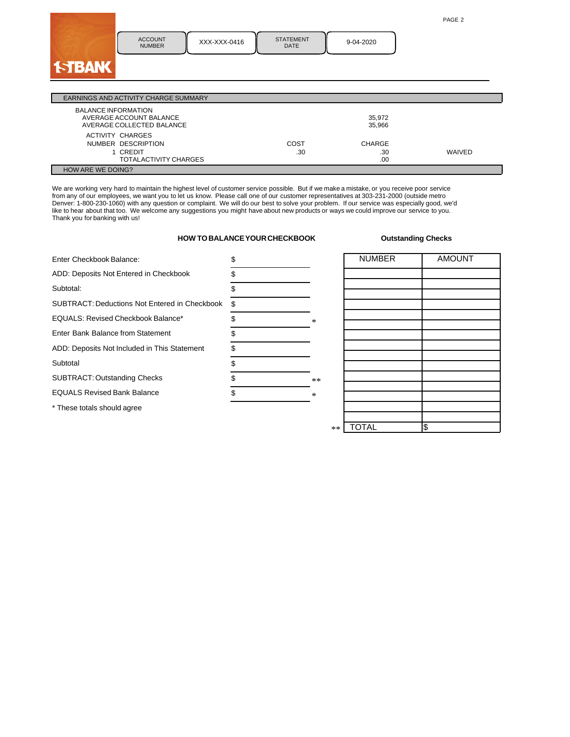1STBANK

| ACCOUNT NUMBER | XXX-XXX-0416 | STATEMENT DATE | 9-04-2020 |
|---|---|---|---|

## EARNINGS AND ACTIVITY CHARGE SUMMARY

BALANCE INFORMATION

| | | | | |
|---|---|---|---|---|
| AVERAGE ACCOUNT BALANCE | | | 35,972 | |
| AVERAGE COLLECTED BALANCE | | | 35,966 | |

ACTIVITY CHARGES

| NUMBER | DESCRIPTION | COST | CHARGE | |
|---|---|---|---|---|
| 1 | CREDIT | .30 | .30 | WAIVED |
| | TOTAL ACTIVITY CHARGES | | .00 | |

## HOW ARE WE DOING?

We are working very hard to maintain the highest level of customer service possible. But if we make a mistake, or you receive poor service from any of our employees, we want you to let us know. Please call one of our customer representatives at 303-231-2000 (outside metro Denver: 1-800-230-1060) with any question or complaint. We will do our best to solve your problem. If our service was especially good, we'd like to hear about that too. We welcome any suggestions you might have about new products or ways we could improve our service to you. Thank you for banking with us!

### HOW TO BALANCE YOUR CHECKBOOK

| | | |
|---|---|---|
| Enter Checkbook Balance: | $ | |
| ADD: Deposits Not Entered in Checkbook | $ | |
| Subtotal: | $ | |
| SUBTRACT: Deductions Not Entered in Checkbook | $ | |
| EQUALS: Revised Checkbook Balance* | $ | * |
| Enter Bank Balance from Statement | $ | |
| ADD: Deposits Not Included in This Statement | $ | |
| Subtotal | $ | |
| SUBTRACT: Outstanding Checks | $ | ** |
| EQUALS Revised Bank Balance | $ | * |

* These totals should agree

### Outstanding Checks

| NUMBER | AMOUNT |
|---|---|
| | |
| | |
| | |
| | |
| | |
| | |
| | |
| | |
| | |
| | |
| | |
| | |
| | |
| | |
| | |
| ** TOTAL | $ |